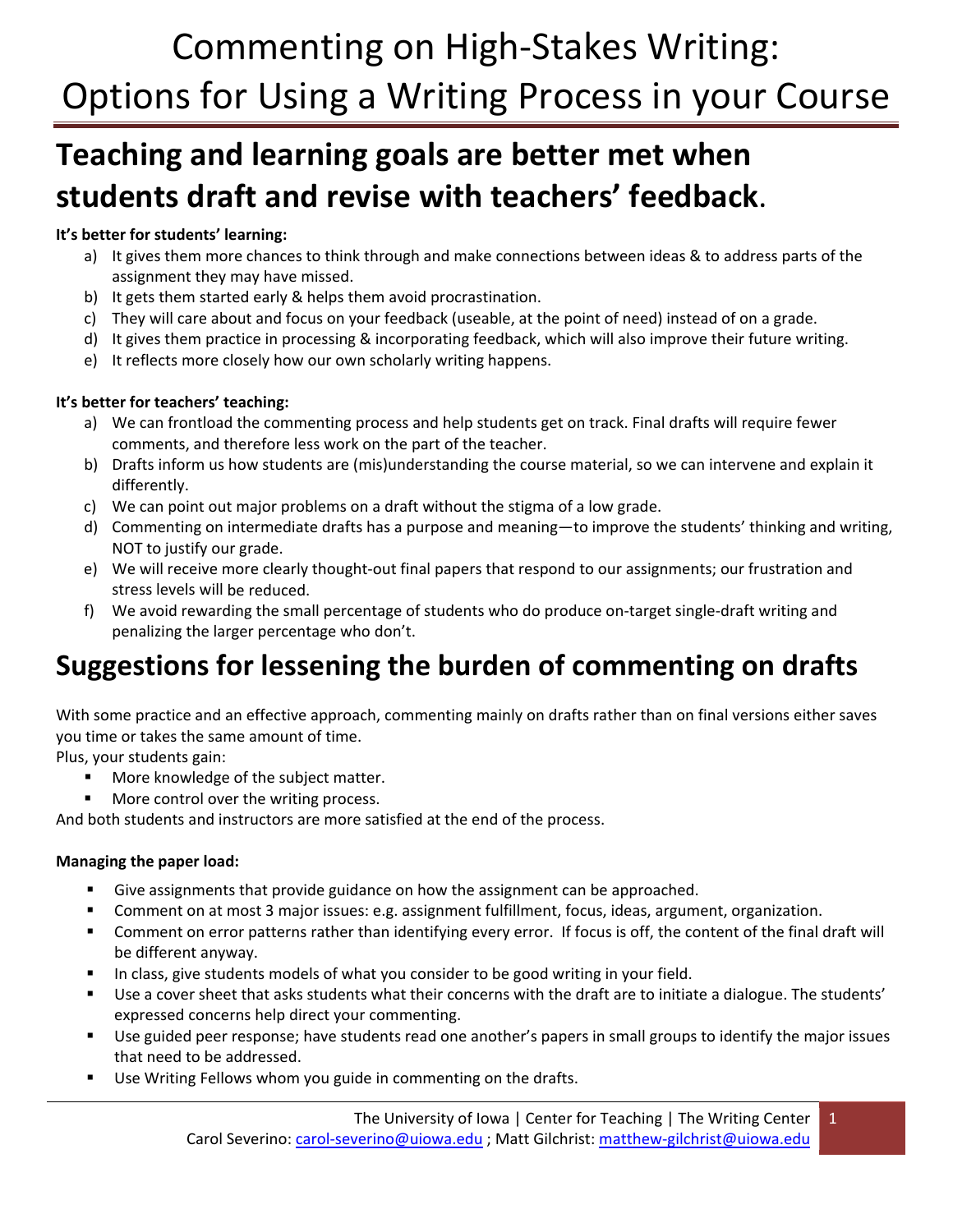# Commenting on High-Stakes Writing: Options for Using a Writing Process in your Course

## Teaching and learning goals are better met when students draft and revise with teachers' feedback.

**It's better for students' learning:**

a) It gives them more chances to think through and make connections between ideas & to address parts of the assignment they may have missed.
b) It gets them started early & helps them avoid procrastination.
c) They will care about and focus on your feedback (useable, at the point of need) instead of on a grade.
d) It gives them practice in processing & incorporating feedback, which will also improve their future writing.
e) It reflects more closely how our own scholarly writing happens.

**It's better for teachers' teaching:**

a) We can frontload the commenting process and help students get on track. Final drafts will require fewer comments, and therefore less work on the part of the teacher.
b) Drafts inform us how students are (mis)understanding the course material, so we can intervene and explain it differently.
c) We can point out major problems on a draft without the stigma of a low grade.
d) Commenting on intermediate drafts has a purpose and meaning—to improve the students' thinking and writing, NOT to justify our grade.
e) We will receive more clearly thought-out final papers that respond to our assignments; our frustration and stress levels will be reduced.
f) We avoid rewarding the small percentage of students who do produce on-target single-draft writing and penalizing the larger percentage who don't.

## Suggestions for lessening the burden of commenting on drafts

With some practice and an effective approach, commenting mainly on drafts rather than on final versions either saves you time or takes the same amount of time.
Plus, your students gain:

- More knowledge of the subject matter.
- More control over the writing process.

And both students and instructors are more satisfied at the end of the process.

**Managing the paper load:**

- Give assignments that provide guidance on how the assignment can be approached.
- Comment on at most 3 major issues: e.g. assignment fulfillment, focus, ideas, argument, organization.
- Comment on error patterns rather than identifying every error. If focus is off, the content of the final draft will be different anyway.
- In class, give students models of what you consider to be good writing in your field.
- Use a cover sheet that asks students what their concerns with the draft are to initiate a dialogue. The students' expressed concerns help direct your commenting.
- Use guided peer response; have students read one another's papers in small groups to identify the major issues that need to be addressed.
- Use Writing Fellows whom you guide in commenting on the drafts.

The University of Iowa | Center for Teaching | The Writing Center
Carol Severino: carol-severino@uiowa.edu ; Matt Gilchrist: matthew-gilchrist@uiowa.edu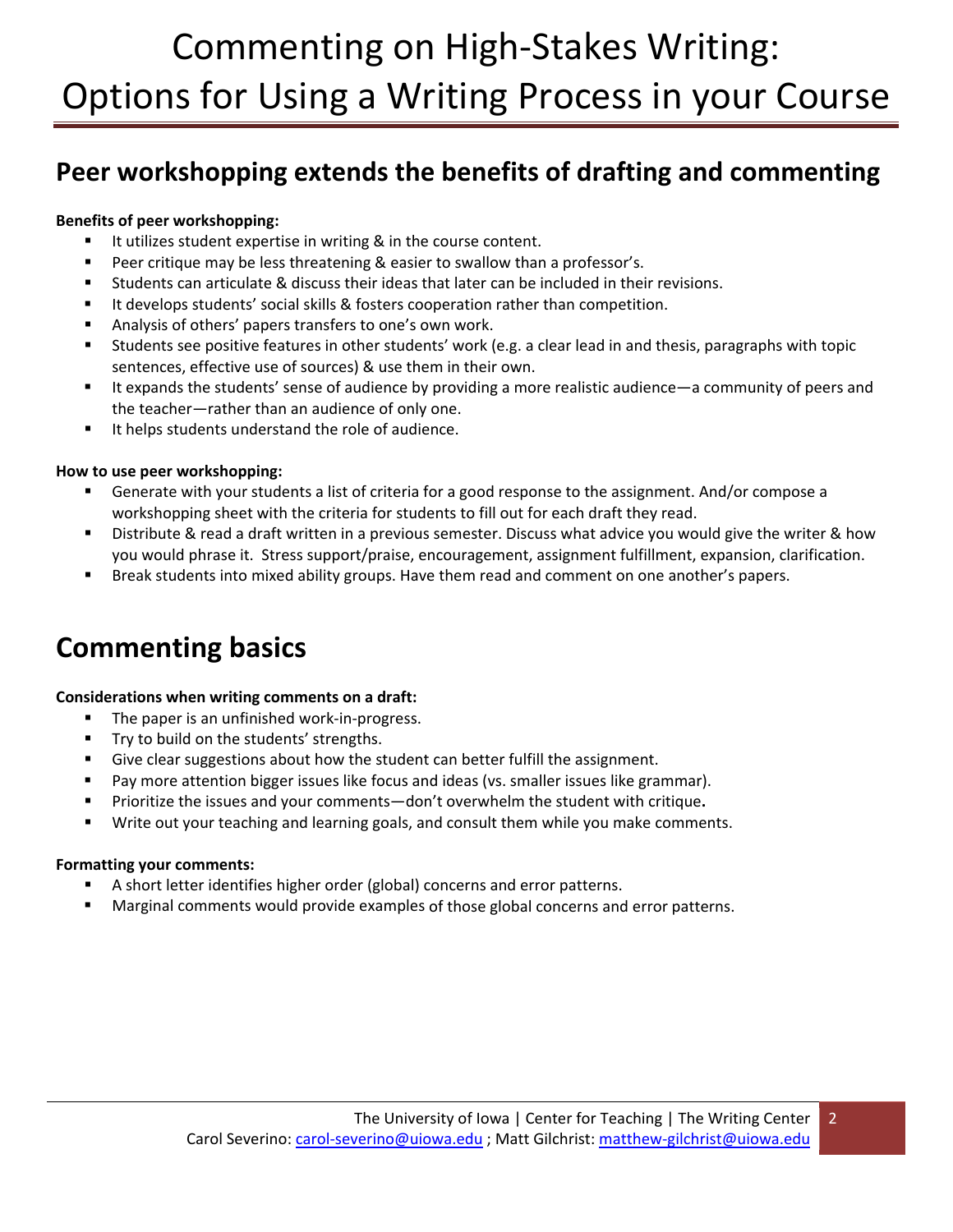# Commenting on High-Stakes Writing: Options for Using a Writing Process in your Course

## Peer workshopping extends the benefits of drafting and commenting

**Benefits of peer workshopping:**

- It utilizes student expertise in writing & in the course content.
- Peer critique may be less threatening & easier to swallow than a professor's.
- Students can articulate & discuss their ideas that later can be included in their revisions.
- It develops students' social skills & fosters cooperation rather than competition.
- Analysis of others' papers transfers to one's own work.
- Students see positive features in other students' work (e.g. a clear lead in and thesis, paragraphs with topic sentences, effective use of sources) & use them in their own.
- It expands the students' sense of audience by providing a more realistic audience—a community of peers and the teacher—rather than an audience of only one.
- It helps students understand the role of audience.

**How to use peer workshopping:**

- Generate with your students a list of criteria for a good response to the assignment. And/or compose a workshopping sheet with the criteria for students to fill out for each draft they read.
- Distribute & read a draft written in a previous semester. Discuss what advice you would give the writer & how you would phrase it. Stress support/praise, encouragement, assignment fulfillment, expansion, clarification.
- Break students into mixed ability groups. Have them read and comment on one another's papers.

## Commenting basics

**Considerations when writing comments on a draft:**

- The paper is an unfinished work-in-progress.
- Try to build on the students' strengths.
- Give clear suggestions about how the student can better fulfill the assignment.
- Pay more attention bigger issues like focus and ideas (vs. smaller issues like grammar).
- Prioritize the issues and your comments—don't overwhelm the student with critique**.**
- Write out your teaching and learning goals, and consult them while you make comments.

**Formatting your comments:**

- A short letter identifies higher order (global) concerns and error patterns.
- Marginal comments would provide examples of those global concerns and error patterns.

The University of Iowa | Center for Teaching | The Writing Center
Carol Severino: carol-severino@uiowa.edu ; Matt Gilchrist: matthew-gilchrist@uiowa.edu